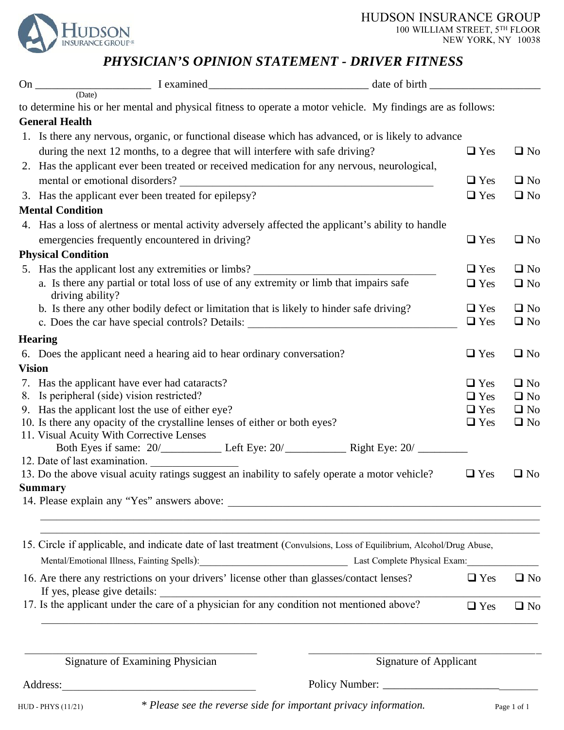HUDSON INSURANCE GROUP
100 WILLIAM STREET, 5TH FLOOR
NEW YORK, NY 10038

# *PHYSICIAN'S OPINION STATEMENT - DRIVER FITNESS*

On ____________________ (Date) I examined ____________________________ date of birth ____________________

to determine his or her mental and physical fitness to operate a motor vehicle. My findings are as follows:

**General Health**

1. Is there any nervous, organic, or functional disease which has advanced, or is likely to advance during the next 12 months, to a degree that will interfere with safe driving? ❑ Yes ❑ No
2. Has the applicant ever been treated or received medication for any nervous, neurological, mental or emotional disorders? ______________________________________________ ❑ Yes ❑ No
3. Has the applicant ever been treated for epilepsy? ❑ Yes ❑ No

**Mental Condition**

4. Has a loss of alertness or mental activity adversely affected the applicant's ability to handle emergencies frequently encountered in driving? ❑ Yes ❑ No

**Physical Condition**

5. Has the applicant lost any extremities or limbs? _________________________________ ❑ Yes ❑ No
   a. Is there any partial or total loss of use of any extremity or limb that impairs safe driving ability? ❑ Yes ❑ No
   b. Is there any other bodily defect or limitation that is likely to hinder safe driving? ❑ Yes ❑ No
   c. Does the car have special controls? Details: ______________________________________ ❑ Yes ❑ No

**Hearing**

6. Does the applicant need a hearing aid to hear ordinary conversation? ❑ Yes ❑ No

**Vision**

7. Has the applicant have ever had cataracts? ❑ Yes ❑ No
8. Is peripheral (side) vision restricted? ❑ Yes ❑ No
9. Has the applicant lost the use of either eye? ❑ Yes ❑ No
10. Is there any opacity of the crystalline lenses of either or both eyes? ❑ Yes ❑ No
11. Visual Acuity With Corrective Lenses
    Both Eyes if same: 20/__________ Left Eye: 20/__________ Right Eye: 20/ _________
12. Date of last examination. _______________
13. Do the above visual acuity ratings suggest an inability to safely operate a motor vehicle? ❑ Yes ❑ No

**Summary**

14. Please explain any "Yes" answers above: ________________________________________________________

_______________________________________________________________________________________________

_______________________________________________________________________________________________

15. Circle if applicable, and indicate date of last treatment (Convulsions, Loss of Equilibrium, Alcohol/Drug Abuse, Mental/Emotional Illness, Fainting Spells): ______________________________ Last Complete Physical Exam: ______________
16. Are there any restrictions on your drivers' license other than glasses/contact lenses? ❑ Yes ❑ No
    If yes, please give details: ______________________________________________________________
17. Is the applicant under the care of a physician for any condition not mentioned above? ❑ Yes ❑ No

_______________________________________________________________________________________________

_______________________________________ Signature of Examining Physician

_______________________________________ Signature of Applicant

Address: ___________________________________

Policy Number: _____________________________

HUD - PHYS (11/21)

*\* Please see the reverse side for important privacy information.*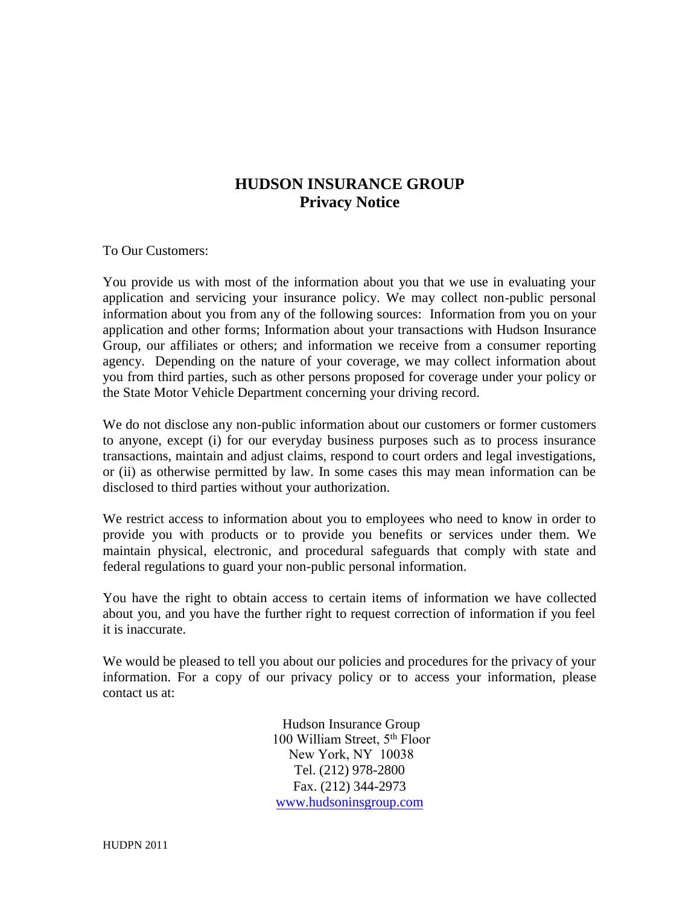# HUDSON INSURANCE GROUP
## Privacy Notice

To Our Customers:

You provide us with most of the information about you that we use in evaluating your application and servicing your insurance policy. We may collect non-public personal information about you from any of the following sources: Information from you on your application and other forms; Information about your transactions with Hudson Insurance Group, our affiliates or others; and information we receive from a consumer reporting agency. Depending on the nature of your coverage, we may collect information about you from third parties, such as other persons proposed for coverage under your policy or the State Motor Vehicle Department concerning your driving record.

We do not disclose any non-public information about our customers or former customers to anyone, except (i) for our everyday business purposes such as to process insurance transactions, maintain and adjust claims, respond to court orders and legal investigations, or (ii) as otherwise permitted by law. In some cases this may mean information can be disclosed to third parties without your authorization.

We restrict access to information about you to employees who need to know in order to provide you with products or to provide you benefits or services under them. We maintain physical, electronic, and procedural safeguards that comply with state and federal regulations to guard your non-public personal information.

You have the right to obtain access to certain items of information we have collected about you, and you have the further right to request correction of information if you feel it is inaccurate.

We would be pleased to tell you about our policies and procedures for the privacy of your information. For a copy of our privacy policy or to access your information, please contact us at:

Hudson Insurance Group
100 William Street, 5th Floor
New York, NY 10038
Tel. (212) 978-2800
Fax. (212) 344-2973
www.hudsoninsgroup.com

HUDPN 2011